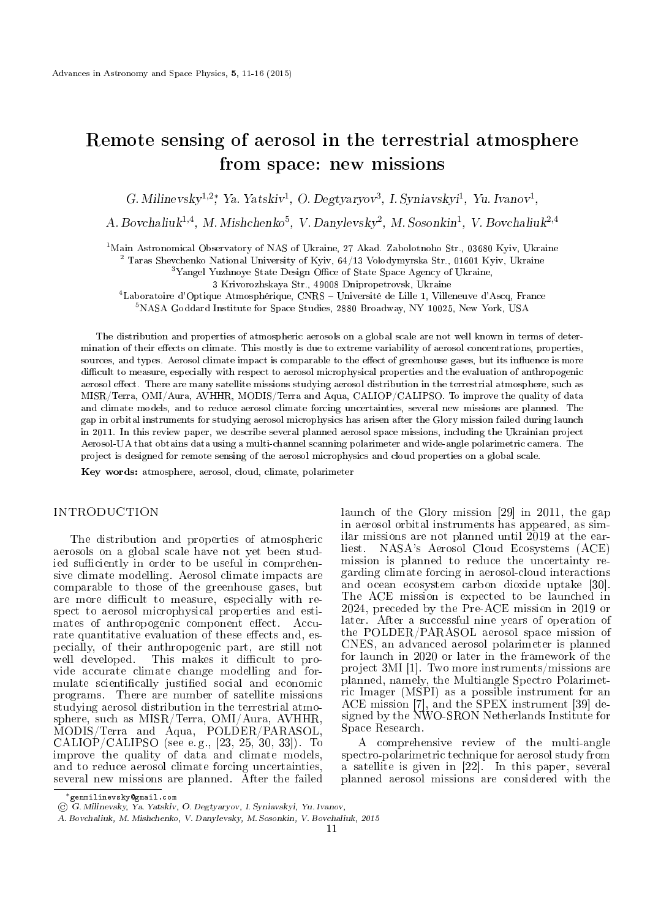# Remote sensing of aerosol in the terrestrial atmosphere from space: new missions

G. Milinevsky[1,2,*], Ya. Yatskiv[1], O. Degtyaryov[3], I. Syniavskyi[1], Yu. Ivanov[1], A. Bovchaliuk[1,4], M. Mishchenko[5], V. Danylevsky[2], M. Sosonkin[1], V. Bovchaliuk[2,4]

[1]Main Astronomical Observatory of NAS of Ukraine, 27 Akad. Zabolotnoho Str., 03680 Kyiv, Ukraine

[2] Taras Shevchenko National University of Kyiv, 64/13 Volodymyrska Str., 01601 Kyiv, Ukraine

[3]Yangel Yuzhnoye State Design Office of State Space Agency of Ukraine, 3 Krivorozhskaya Str., 49008 Dnipropetrovsk, Ukraine

[4]Laboratoire d'Optique Atmosphérique, CNRS – Université de Lille 1, Villeneuve d'Ascq, France

[5]NASA Goddard Institute for Space Studies, 2880 Broadway, NY 10025, New York, USA

The distribution and properties of atmospheric aerosols on a global scale are not well known in terms of determination of their effects on climate. This mostly is due to extreme variability of aerosol concentrations, properties, sources, and types. Aerosol climate impact is comparable to the effect of greenhouse gases, but its influence is more difficult to measure, especially with respect to aerosol microphysical properties and the evaluation of anthropogenic aerosol effect. There are many satellite missions studying aerosol distribution in the terrestrial atmosphere, such as MISR/Terra, OMI/Aura, AVHHR, MODIS/Terra and Aqua, CALIOP/CALIPSO. To improve the quality of data and climate models, and to reduce aerosol climate forcing uncertainties, several new missions are planned. The gap in orbital instruments for studying aerosol microphysics has arisen after the Glory mission failed during launch in 2011. In this review paper, we describe several planned aerosol space missions, including the Ukrainian project Aerosol-UA that obtains data using a multi-channel scanning polarimeter and wide-angle polarimetric camera. The project is designed for remote sensing of the aerosol microphysics and cloud properties on a global scale.

**Key words:** atmosphere, aerosol, cloud, climate, polarimeter

## INTRODUCTION

The distribution and properties of atmospheric aerosols on a global scale have not yet been studied sufficiently in order to be useful in comprehensive climate modelling. Aerosol climate impacts are comparable to those of the greenhouse gases, but are more difficult to measure, especially with respect to aerosol microphysical properties and estimates of anthropogenic component effect. Accurate quantitative evaluation of these effects and, especially, of their anthropogenic part, are still not well developed. This makes it difficult to provide accurate climate change modelling and formulate scientifically justified social and economic programs. There are number of satellite missions studying aerosol distribution in the terrestrial atmosphere, such as MISR/Terra, OMI/Aura, AVHHR, MODIS/Terra and Aqua, POLDER/PARASOL, CALIOP/CALIPSO (see e. g., [23, 25, 30, 33]). To improve the quality of data and climate models, and to reduce aerosol climate forcing uncertainties, several new missions are planned. After the failed launch of the Glory mission [29] in 2011, the gap in aerosol orbital instruments has appeared, as similar missions are not planned until 2019 at the earliest. NASA's Aerosol Cloud Ecosystems (ACE) mission is planned to reduce the uncertainty regarding climate forcing in aerosol-cloud interactions and ocean ecosystem carbon dioxide uptake [30]. The ACE mission is expected to be launched in 2024, preceded by the Pre-ACE mission in 2019 or later. After a successful nine years of operation of the POLDER/PARASOL aerosol space mission of CNES, an advanced aerosol polarimeter is planned for launch in 2020 or later in the framework of the project 3MI [1]. Two more instruments/missions are planned, namely, the Multiangle Spectro Polarimetric Imager (MSPI) as a possible instrument for an ACE mission [7], and the SPEX instrument [39] designed by the NWO-SRON Netherlands Institute for Space Research.

A comprehensive review of the multi-angle spectro-polarimetric technique for aerosol study from a satellite is given in [22]. In this paper, several planned aerosol missions are considered with the

*genmilinevsky@gmail.com

© G. Milinevsky, Ya. Yatskiv, O. Degtyaryov, I. Syniavskyi, Yu. Ivanov, A. Bovchaliuk, M. Mishchenko, V. Danylevsky, M. Sosonkin, V. Bovchaliuk, 2015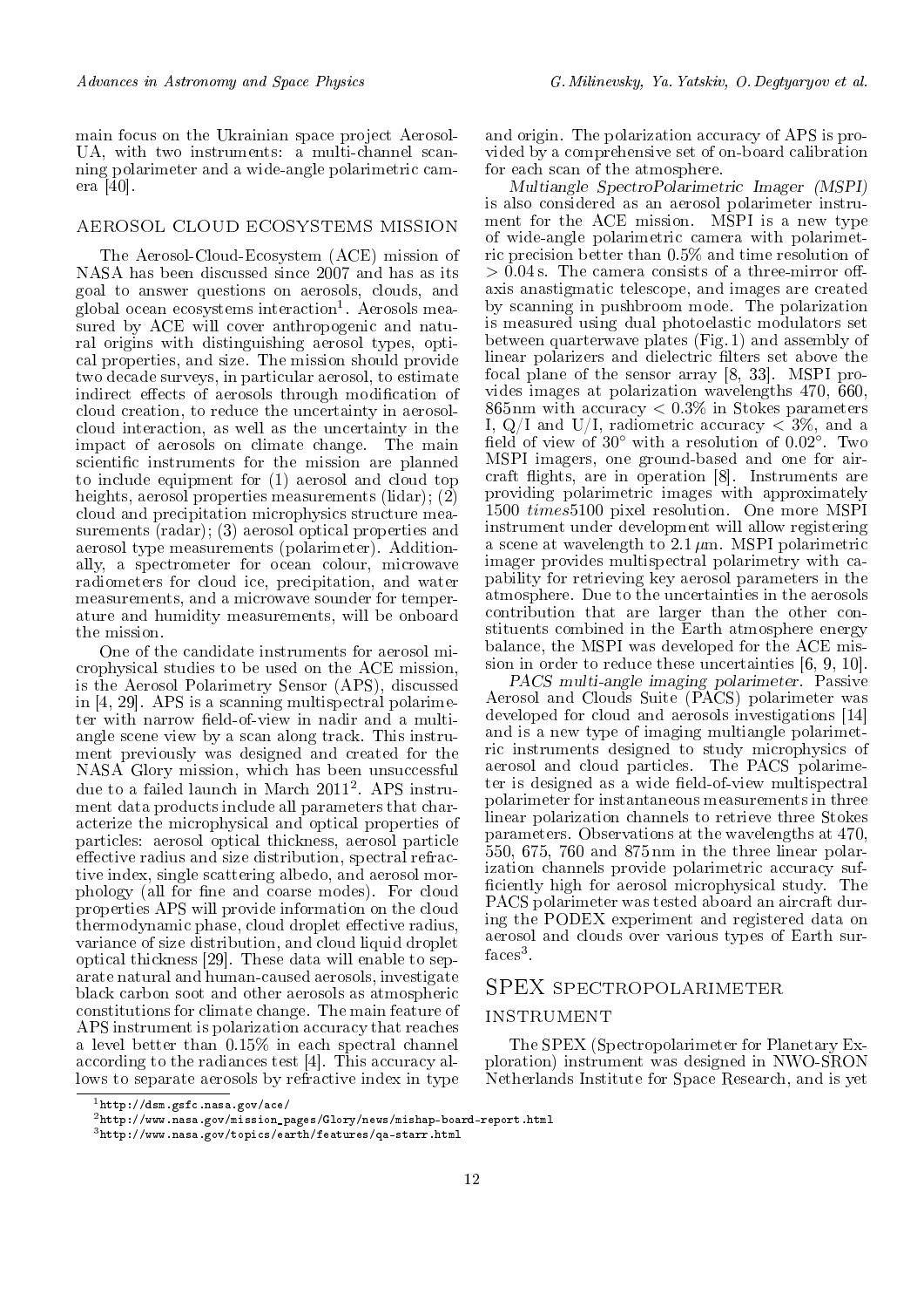main focus on the Ukrainian space project Aerosol-UA, with two instruments: a multi-channel scanning polarimeter and a wide-angle polarimetric camera [40].

## AEROSOL CLOUD ECOSYSTEMS MISSION

The Aerosol-Cloud-Ecosystem (ACE) mission of NASA has been discussed since 2007 and has as its goal to answer questions on aerosols, clouds, and global ocean ecosystems interaction[1]. Aerosols measured by ACE will cover anthropogenic and natural origins with distinguishing aerosol types, optical properties, and size. The mission should provide two decade surveys, in particular aerosol, to estimate indirect effects of aerosols through modification of cloud creation, to reduce the uncertainty in aerosol-cloud interaction, as well as the uncertainty in the impact of aerosols on climate change. The main scientific instruments for the mission are planned to include equipment for (1) aerosol and cloud top heights, aerosol properties measurements (lidar); (2) cloud and precipitation microphysics structure measurements (radar); (3) aerosol optical properties and aerosol type measurements (polarimeter). Additionally, a spectrometer for ocean colour, microwave radiometers for cloud ice, precipitation, and water measurements, and a microwave sounder for temperature and humidity measurements, will be onboard the mission.

One of the candidate instruments for aerosol microphysical studies to be used on the ACE mission, is the Aerosol Polarimetry Sensor (APS), discussed in [4, 29]. APS is a scanning multispectral polarimeter with narrow field-of-view in nadir and a multiangle scene view by a scan along track. This instrument previously was designed and created for the NASA Glory mission, which has been unsuccessful due to a failed launch in March 2011[2]. APS instrument data products include all parameters that characterize the microphysical and optical properties of particles: aerosol optical thickness, aerosol particle effective radius and size distribution, spectral refractive index, single scattering albedo, and aerosol morphology (all for fine and coarse modes). For cloud properties APS will provide information on the cloud thermodynamic phase, cloud droplet effective radius, variance of size distribution, and cloud liquid droplet optical thickness [29]. These data will enable to separate natural and human-caused aerosols, investigate black carbon soot and other aerosols as atmospheric constitutions for climate change. The main feature of APS instrument is polarization accuracy that reaches a level better than 0.15% in each spectral channel according to the radiances test [4]. This accuracy allows to separate aerosols by refractive index in type and origin. The polarization accuracy of APS is provided by a comprehensive set of on-board calibration for each scan of the atmosphere.

*Multiangle SpectroPolarimetric Imager (MSPI)* is also considered as an aerosol polarimeter instrument for the ACE mission. MSPI is a new type of wide-angle polarimetric camera with polarimetric precision better than 0.5% and time resolution of $> 0.04$ s. The camera consists of a three-mirror off-axis anastigmatic telescope, and images are created by scanning in pushbroom mode. The polarization is measured using dual photoelastic modulators set between quarterwave plates (Fig. 1) and assembly of linear polarizers and dielectric filters set above the focal plane of the sensor array [8, 33]. MSPI provides images at polarization wavelengths 470, 660, 865 nm with accuracy $< 0.3\%$ in Stokes parameters I, Q/I and U/I, radiometric accuracy $< 3\%$, and a field of view of $30^{\circ}$ with a resolution of $0.02^{\circ}$. Two MSPI imagers, one ground-based and one for aircraft flights, are in operation [8]. Instruments are providing polarimetric images with approximately 1500 *times*5100 pixel resolution. One more MSPI instrument under development will allow registering a scene at wavelength to 2.1 $\mu$m. MSPI polarimetric imager provides multispectral polarimetry with capability for retrieving key aerosol parameters in the atmosphere. Due to the uncertainties in the aerosols contribution that are larger than the other constituents combined in the Earth atmosphere energy balance, the MSPI was developed for the ACE mission in order to reduce these uncertainties [6, 9, 10].

*PACS multi-angle imaging polarimeter.* Passive Aerosol and Clouds Suite (PACS) polarimeter was developed for cloud and aerosols investigations [14] and is a new type of imaging multiangle polarimetric instruments designed to study microphysics of aerosol and cloud particles. The PACS polarimeter is designed as a wide field-of-view multispectral polarimeter for instantaneous measurements in three linear polarization channels to retrieve three Stokes parameters. Observations at the wavelengths at 470, 550, 675, 760 and 875 nm in the three linear polarization channels provide polarimetric accuracy sufficiently high for aerosol microphysical study. The PACS polarimeter was tested aboard an aircraft during the PODEX experiment and registered data on aerosol and clouds over various types of Earth surfaces[3].

## SPEX SPECTROPOLARIMETER INSTRUMENT

The SPEX (Spectropolarimeter for Planetary Exploration) instrument was designed in NWO-SRON Netherlands Institute for Space Research, and is yet

[1] http://dsm.gsfc.nasa.gov/ace/

[2] http://www.nasa.gov/mission_pages/Glory/news/mishap-board-report.html

[3] http://www.nasa.gov/topics/earth/features/qa-starr.html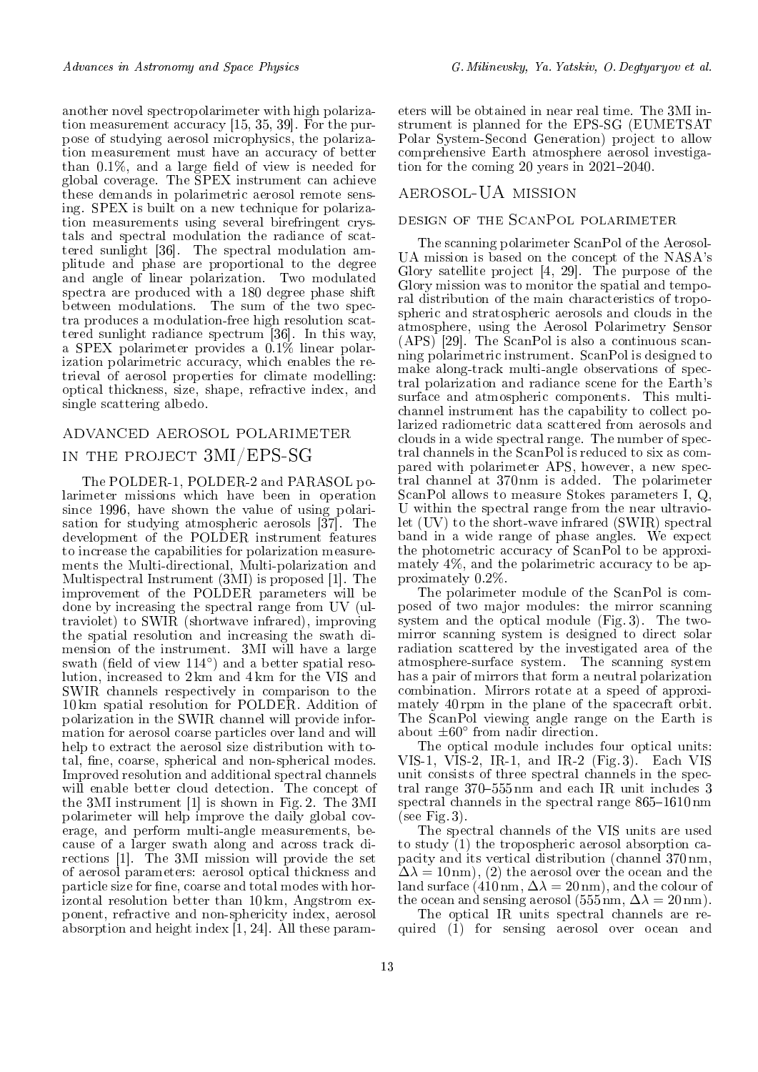another novel spectropolarimeter with high polarization measurement accuracy [15, 35, 39]. For the purpose of studying aerosol microphysics, the polarization measurement must have an accuracy of better than 0.1%, and a large field of view is needed for global coverage. The SPEX instrument can achieve these demands in polarimetric aerosol remote sensing. SPEX is built on a new technique for polarization measurements using several birefringent crystals and spectral modulation the radiance of scattered sunlight [36]. The spectral modulation amplitude and phase are proportional to the degree and angle of linear polarization. Two modulated spectra are produced with a 180 degree phase shift between modulations. The sum of the two spectra produces a modulation-free high resolution scattered sunlight radiance spectrum [36]. In this way, a SPEX polarimeter provides a 0.1% linear polarization polarimetric accuracy, which enables the retrieval of aerosol properties for climate modelling: optical thickness, size, shape, refractive index, and single scattering albedo.

## ADVANCED AEROSOL POLARIMETER IN THE PROJECT 3MI/EPS-SG

The POLDER-1, POLDER-2 and PARASOL polarimeter missions which have been in operation since 1996, have shown the value of using polarisation for studying atmospheric aerosols [37]. The development of the POLDER instrument features to increase the capabilities for polarization measurements the Multi-directional, Multi-polarization and Multispectral Instrument (3MI) is proposed [1]. The improvement of the POLDER parameters will be done by increasing the spectral range from UV (ultraviolet) to SWIR (shortwave infrared), improving the spatial resolution and increasing the swath dimension of the instrument. 3MI will have a large swath (field of view 114°) and a better spatial resolution, increased to 2 km and 4 km for the VIS and SWIR channels respectively in comparison to the 10 km spatial resolution for POLDER. Addition of polarization in the SWIR channel will provide information for aerosol coarse particles over land and will help to extract the aerosol size distribution with total, fine, coarse, spherical and non-spherical modes. Improved resolution and additional spectral channels will enable better cloud detection. The concept of the 3MI instrument [1] is shown in Fig. 2. The 3MI polarimeter will help improve the daily global coverage, and perform multi-angle measurements, because of a larger swath along and across track directions [1]. The 3MI mission will provide the set of aerosol parameters: aerosol optical thickness and particle size for fine, coarse and total modes with horizontal resolution better than 10 km, Angstrom exponent, refractive and non-sphericity index, aerosol absorption and height index [1, 24]. All these parameters will be obtained in near real time. The 3MI instrument is planned for the EPS-SG (EUMETSAT Polar System-Second Generation) project to allow comprehensive Earth atmosphere aerosol investigation for the coming 20 years in 2021–2040.

## AEROSOL-UA MISSION

### DESIGN OF THE SCANPOL POLARIMETER

The scanning polarimeter ScanPol of the Aerosol-UA mission is based on the concept of the NASA's Glory satellite project [4, 29]. The purpose of the Glory mission was to monitor the spatial and temporal distribution of the main characteristics of tropospheric and stratospheric aerosols and clouds in the atmosphere, using the Aerosol Polarimetry Sensor (APS) [29]. The ScanPol is also a continuous scanning polarimetric instrument. ScanPol is designed to make along-track multi-angle observations of spectral polarization and radiance scene for the Earth's surface and atmospheric components. This multichannel instrument has the capability to collect polarized radiometric data scattered from aerosols and clouds in a wide spectral range. The number of spectral channels in the ScanPol is reduced to six as compared with polarimeter APS, however, a new spectral channel at 370 nm is added. The polarimeter ScanPol allows to measure Stokes parameters I, Q, U within the spectral range from the near ultraviolet (UV) to the short-wave infrared (SWIR) spectral band in a wide range of phase angles. We expect the photometric accuracy of ScanPol to be approximately 4%, and the polarimetric accuracy to be approximately 0.2%.

The polarimeter module of the ScanPol is composed of two major modules: the mirror scanning system and the optical module (Fig. 3). The two-mirror scanning system is designed to direct solar radiation scattered by the investigated area of the atmosphere-surface system. The scanning system has a pair of mirrors that form a neutral polarization combination. Mirrors rotate at a speed of approximately 40 rpm in the plane of the spacecraft orbit. The ScanPol viewing angle range on the Earth is about ±60° from nadir direction.

The optical module includes four optical units: VIS-1, VIS-2, IR-1, and IR-2 (Fig. 3). Each VIS unit consists of three spectral channels in the spectral range 370–555 nm and each IR unit includes 3 spectral channels in the spectral range 865–1610 nm (see Fig. 3).

The spectral channels of the VIS units are used to study (1) the tropospheric aerosol absorption capacity and its vertical distribution (channel 370 nm, $\Delta\lambda = 10$ nm), (2) the aerosol over the ocean and the land surface (410 nm, $\Delta\lambda = 20$ nm), and the colour of the ocean and sensing aerosol (555 nm, $\Delta\lambda = 20$ nm).

The optical IR units spectral channels are required (1) for sensing aerosol over ocean and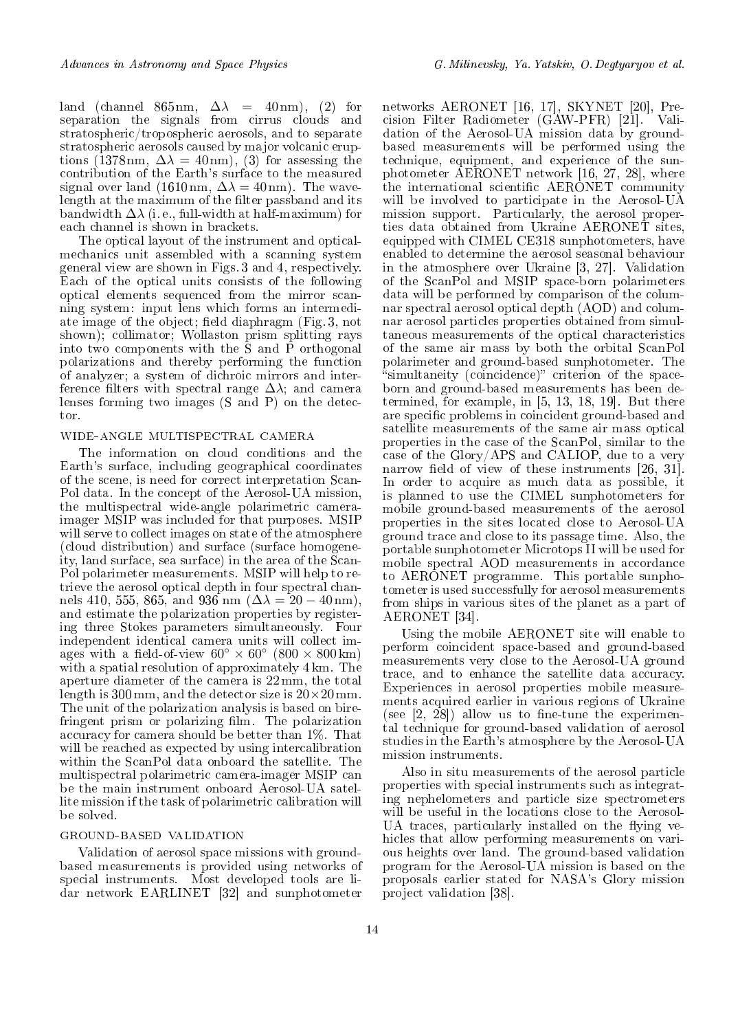land (channel 865 nm, $\Delta\lambda = 40$ nm), (2) for separation the signals from cirrus clouds and stratospheric/tropospheric aerosols, and to separate stratospheric aerosols caused by major volcanic eruptions (1378 nm, $\Delta\lambda = 40$ nm), (3) for assessing the contribution of the Earth's surface to the measured signal over land (1610 nm, $\Delta\lambda = 40$ nm). The wavelength at the maximum of the filter passband and its bandwidth $\Delta\lambda$ (i. e., full-width at half-maximum) for each channel is shown in brackets.

The optical layout of the instrument and optical-mechanics unit assembled with a scanning system general view are shown in Figs. 3 and 4, respectively. Each of the optical units consists of the following optical elements sequenced from the mirror scanning system: input lens which forms an intermediate image of the object; field diaphragm (Fig. 3, not shown); collimator; Wollaston prism splitting rays into two components with the S and P orthogonal polarizations and thereby performing the function of analyzer; a system of dichroic mirrors and interference filters with spectral range $\Delta\lambda$; and camera lenses forming two images (S and P) on the detector.

## WIDE-ANGLE MULTISPECTRAL CAMERA

The information on cloud conditions and the Earth's surface, including geographical coordinates of the scene, is need for correct interpretation ScanPol data. In the concept of the Aerosol-UA mission, the multispectral wide-angle polarimetric camera-imager MSIP was included for that purposes. MSIP will serve to collect images on state of the atmosphere (cloud distribution) and surface (surface homogeneity, land surface, sea surface) in the area of the ScanPol polarimeter measurements. MSIP will help to retrieve the aerosol optical depth in four spectral channels 410, 555, 865, and 936 nm ($\Delta\lambda = 20 - 40$ nm), and estimate the polarization properties by registering three Stokes parameters simultaneously. Four independent identical camera units will collect images with a field-of-view $60^\circ \times 60^\circ$ ($800 \times 800$ km) with a spatial resolution of approximately 4 km. The aperture diameter of the camera is 22 mm, the total length is 300 mm, and the detector size is $20 \times 20$ mm. The unit of the polarization analysis is based on birefringent prism or polarizing film. The polarization accuracy for camera should be better than 1%. That will be reached as expected by using intercalibration within the ScanPol data onboard the satellite. The multispectral polarimetric camera-imager MSIP can be the main instrument onboard Aerosol-UA satellite mission if the task of polarimetric calibration will be solved.

## GROUND-BASED VALIDATION

Validation of aerosol space missions with ground-based measurements is provided using networks of special instruments. Most developed tools are lidar network EARLINET [32] and sunphotometer networks AERONET [16, 17], SKYNET [20], Precision Filter Radiometer (GAW-PFR) [21]. Validation of the Aerosol-UA mission data by ground-based measurements will be performed using the technique, equipment, and experience of the sunphotometer AERONET network [16, 27, 28], where the international scientific AERONET community will be involved to participate in the Aerosol-UA mission support. Particularly, the aerosol properties data obtained from Ukraine AERONET sites, equipped with CIMEL CE318 sunphotometers, have enabled to determine the aerosol seasonal behaviour in the atmosphere over Ukraine [3, 27]. Validation of the ScanPol and MSIP space-born polarimeters data will be performed by comparison of the columnar spectral aerosol optical depth (AOD) and columnar aerosol particles properties obtained from simultaneous measurements of the optical characteristics of the same air mass by both the orbital ScanPol polarimeter and ground-based sunphotometer. The "simultaneity (coincidence)" criterion of the space-born and ground-based measurements has been determined, for example, in [5, 13, 18, 19]. But there are specific problems in coincident ground-based and satellite measurements of the same air mass optical properties in the case of the ScanPol, similar to the case of the Glory/APS and CALIOP, due to a very narrow field of view of these instruments [26, 31]. In order to acquire as much data as possible, it is planned to use the CIMEL sunphotometers for mobile ground-based measurements of the aerosol properties in the sites located close to Aerosol-UA ground trace and close to its passage time. Also, the portable sunphotometer Microtops II will be used for mobile spectral AOD measurements in accordance to AERONET programme. This portable sunphotometer is used successfully for aerosol measurements from ships in various sites of the planet as a part of AERONET [34].

Using the mobile AERONET site will enable to perform coincident space-based and ground-based measurements very close to the Aerosol-UA ground trace, and to enhance the satellite data accuracy. Experiences in aerosol properties mobile measurements acquired earlier in various regions of Ukraine (see [2, 28]) allow us to fine-tune the experimental technique for ground-based validation of aerosol studies in the Earth's atmosphere by the Aerosol-UA mission instruments.

Also in situ measurements of the aerosol particle properties with special instruments such as integrating nephelometers and particle size spectrometers will be useful in the locations close to the Aerosol-UA traces, particularly installed on the flying vehicles that allow performing measurements on various heights over land. The ground-based validation program for the Aerosol-UA mission is based on the proposals earlier stated for NASA's Glory mission project validation [38].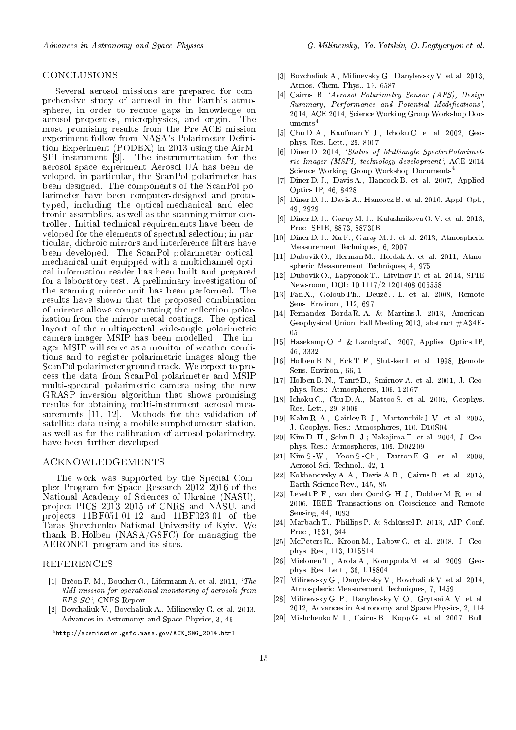## CONCLUSIONS

Several aerosol missions are prepared for comprehensive study of aerosol in the Earth's atmosphere, in order to reduce gaps in knowledge on aerosol properties, microphysics, and origin. The most promising results from the Pre-ACE mission experiment follow from NASA's Polarimeter Definition Experiment (PODEX) in 2013 using the AirMSPI instrument [9]. The instrumentation for the aerosol space experiment Aerosol-UA has been developed, in particular, the ScanPol polarimeter has been designed. The components of the ScanPol polarimeter have been computer-designed and prototyped, including the optical-mechanical and electronic assemblies, as well as the scanning mirror controller. Initial technical requirements have been developed for the elements of spectral selection; in particular, dichroic mirrors and interference filters have been developed. The ScanPol polarimeter optical-mechanical unit equipped with a multichannel optical information reader has been built and prepared for a laboratory test. A preliminary investigation of the scanning mirror unit has been performed. The results have shown that the proposed combination of mirrors allows compensating the reflection polarization from the mirror metal coatings. The optical layout of the multispectral wide-angle polarimetric camera-imager MSIP has been modelled. The imager MSIP will serve as a monitor of weather conditions and to register polarimetric images along the ScanPol polarimeter ground track. We expect to process the data from ScanPol polarimeter and MSIP multi-spectral polarimetric camera using the new GRASP inversion algorithm that shows promising results for obtaining multi-instrument aerosol measurements [11, 12]. Methods for the validation of satellite data using a mobile sunphotometer station, as well as for the calibration of aerosol polarimetry, have been further developed.

## ACKNOWLEDGEMENTS

The work was supported by the Special Complex Program for Space Research 2012–2016 of the National Academy of Sciences of Ukraine (NASU), project PICS 2013–2015 of CNRS and NASU, and projects 11BF051-01-12 and 11BF023-01 of the Taras Shevchenko National University of Kyiv. We thank B. Holben (NASA/GSFC) for managing the AERONET program and its sites.

## REFERENCES

[1] Bréon F.-M., Boucher O., Lifermann A. et al. 2011, *'The 3MI mission for operational monitoring of aerosols from EPS-SG'*, CNES Report

[2] Bovchaliuk V., Bovchaliuk A., Milinevsky G. et al. 2013, Advances in Astronomy and Space Physics, 3, 46

[3] Bovchaliuk A., Milinevsky G., Danylevsky V. et al. 2013, Atmos. Chem. Phys., 13, 6587

[4] Cairns B. *'Aerosol Polarimetry Sensor (APS), Design Summary, Performance and Potential Modifications'*, 2014, ACE 2014, Science Working Group Workshop Documents[4]

[5] Chu D. A., Kaufman Y. J., Ichoku C. et al. 2002, Geophys. Res. Lett., 29, 8007

[6] Diner D. 2014, *'Status of Multiangle SpectroPolarimetric Imager (MSPI) technology development'*, ACE 2014 Science Working Group Workshop Documents[4]

[7] Diner D. J., Davis A., Hancock B. et al. 2007, Applied Optics IP, 46, 8428

[8] Diner D. J., Davis A., Hancock B. et al. 2010, Appl. Opt., 49, 2929

[9] Diner D. J., Garay M. J., Kalashnikova O. V. et al. 2013, Proc. SPIE, 8873, 88730B

[10] Diner D. J., Xu F., Garay M. J. et al. 2013, Atmospheric Measurement Techniques, 6, 2007

[11] Dubovik O., Herman M., Holdak A. et al. 2011, Atmospheric Measurement Techniques, 4, 975

[12] Dubovik O., Lapyonok T., Litvinov P. et al. 2014, SPIE Newsroom, DOI: 10.1117/2.1201408.005558

[13] Fan X., Goloub Ph., Deuzé J.-L. et al. 2008, Remote Sens. Environ., 112, 697

[14] Fernandez Borda R. A. & Martins J. 2013, American Geophysical Union, Fall Meeting 2013, abstract #A34E-05

[15] Hasekamp O. P. & Landgraf J. 2007, Applied Optics IP, 46, 3332

[16] Holben B. N., Eck T. F., Slutsker I. et al. 1998, Remote Sens. Environ., 66, 1

[17] Holben B. N., Tanré D., Smirnov A. et al. 2001, J. Geophys. Res.: Atmospheres, 106, 12067

[18] Ichoku C., Chu D. A., Mattoo S. et al. 2002, Geophys. Res. Lett., 29, 8006

[19] Kahn R. A., Gaitley B. J., Martonchik J. V. et al. 2005, J. Geophys. Res.: Atmospheres, 110, D10S04

[20] Kim D.-H., Sohn B.-J.; Nakajima T. et al. 2004, J. Geophys. Res.: Atmospheres, 109, D02209

[21] Kim S.-W., Yoon S.-Ch., Dutton E. G. et al. 2008, Aerosol Sci. Technol., 42, 1

[22] Kokhanovsky A. A., Davis A. B., Cairns B. et al. 2015, Earth-Science Rev., 145, 85

[23] Levelt P. F., van den Oord G. H. J., Dobber M. R. et al. 2006, IEEE Transactions on Geoscience and Remote Sensing, 44, 1093

[24] Marbach T., Phillips P. & Schlüssel P. 2013, AIP Conf. Proc., 1531, 344

[25] McPeters R., Kroon M., Labow G. et al. 2008, J. Geophys. Res., 113, D15S14

[26] Mielonen T., Arola A., Komppula M. et al. 2009, Geophys. Res. Lett., 36, L18804

[27] Milinevsky G., Danylevsky V., Bovchaliuk V. et al. 2014, Atmospheric Measurement Techniques, 7, 1459

[28] Milinevsky G. P., Danylevsky V. O., Grytsai A. V. et al. 2012, Advances in Astronomy and Space Physics, 2, 114

[29] Mishchenko M. I., Cairns B., Kopp G. et al. 2007, Bull.

[4] http://acemission.gsfc.nasa.gov/ACE_SWG_2014.html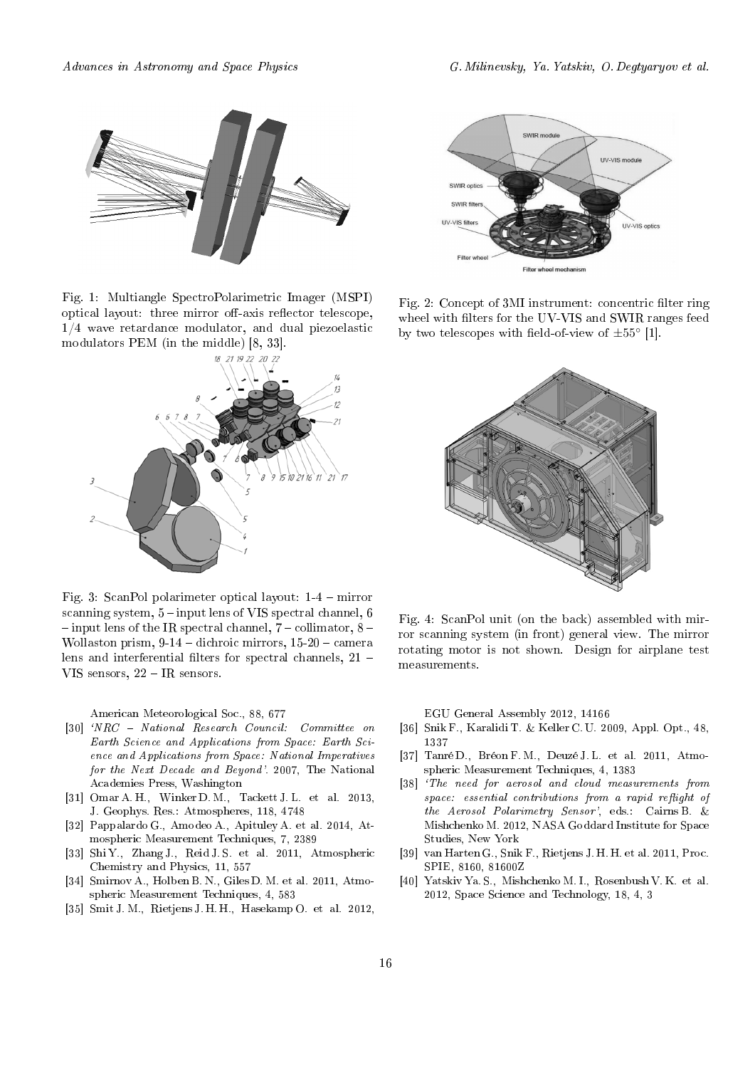Fig. 1: Multiangle SpectroPolarimetric Imager (MSPI) optical layout: three mirror off-axis reflector telescope, 1/4 wave retardance modulator, and dual piezoelastic modulators PEM (in the middle) [8, 33].

Fig. 2: Concept of 3MI instrument: concentric filter ring wheel with filters for the UV-VIS and SWIR ranges feed by two telescopes with field-of-view of $\pm 55^{\circ}$ [1].

Fig. 3: ScanPol polarimeter optical layout: 1-4 – mirror scanning system, 5 – input lens of VIS spectral channel, 6 – input lens of the IR spectral channel, 7 – collimator, 8 – Wollaston prism, 9-14 – dichroic mirrors, 15-20 – camera lens and interferential filters for spectral channels, 21 – VIS sensors, 22 – IR sensors.

Fig. 4: ScanPol unit (on the back) assembled with mirror scanning system (in front) general view. The mirror rotating motor is not shown. Design for airplane test measurements.

American Meteorological Soc., 88, 677

[30] *'NRC – National Research Council: Committee on Earth Science and Applications from Space: Earth Science and Applications from Space: National Imperatives for the Next Decade and Beyond'*. 2007, The National Academies Press, Washington

[31] Omar A. H., Winker D. M., Tackett J. L. et al. 2013, J. Geophys. Res.: Atmospheres, 118, 4748

[32] Pappalardo G., Amodeo A., Apituley A. et al. 2014, Atmospheric Measurement Techniques, 7, 2389

[33] Shi Y., Zhang J., Reid J. S. et al. 2011, Atmospheric Chemistry and Physics, 11, 557

[34] Smirnov A., Holben B. N., Giles D. M. et al. 2011, Atmospheric Measurement Techniques, 4, 583

[35] Smit J. M., Rietjens J. H. H., Hasekamp O. et al. 2012, EGU General Assembly 2012, 14166

[36] Snik F., Karalidi T. & Keller C. U. 2009, Appl. Opt., 48, 1337

[37] Tanré D., Bréon F. M., Deuzé J. L. et al. 2011, Atmospheric Measurement Techniques, 4, 1383

[38] *'The need for aerosol and cloud measurements from space: essential contributions from a rapid reflight of the Aerosol Polarimetry Sensor'*, eds.: Cairns B. & Mishchenko M. 2012, NASA Goddard Institute for Space Studies, New York

[39] van Harten G., Snik F., Rietjens J. H. H. et al. 2011, Proc. SPIE, 8160, 81600Z

[40] Yatskiv Ya. S., Mishchenko M. I., Rosenbush V. K. et al. 2012, Space Science and Technology, 18, 4, 3